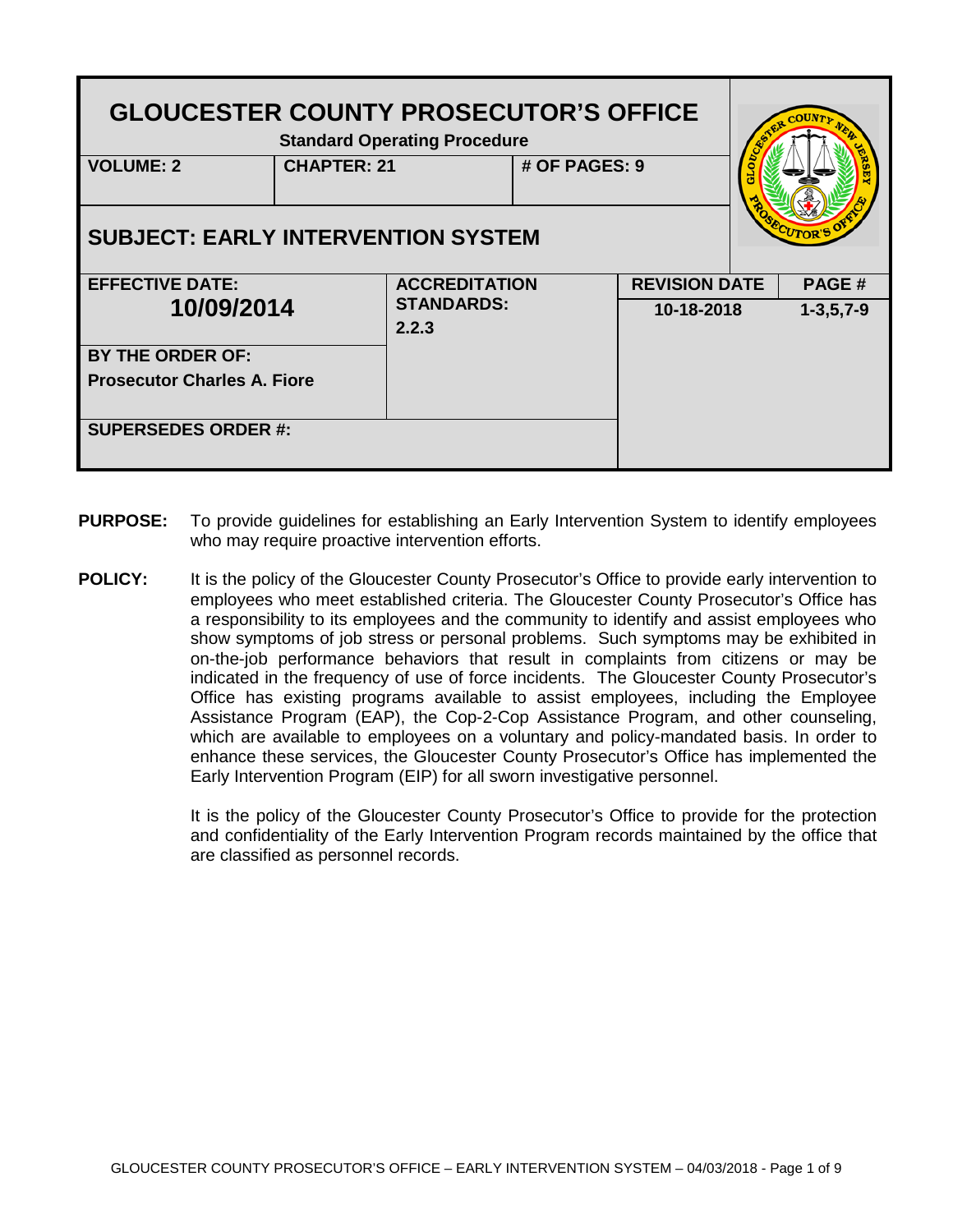# GLOUCESTER COUNTY PROSECUTOR'S OFFICE

**Standard Operating Procedure**

| VOLUME: 2 | CHAPTER: 21 | # OF PAGES: 9 | |
|---|---|---|---|
| **SUBJECT: EARLY INTERVENTION SYSTEM** | | | |
| **EFFECTIVE DATE:** 10/09/2014 | **ACCREDITATION STANDARDS:** 2.2.3 | **REVISION DATE** 10-18-2018 | **PAGE #** 1-3,5,7-9 |
| **BY THE ORDER OF:** Prosecutor Charles A. Fiore | | | |
| **SUPERSEDES ORDER #:** | | | |

**PURPOSE:** To provide guidelines for establishing an Early Intervention System to identify employees who may require proactive intervention efforts.

**POLICY:** It is the policy of the Gloucester County Prosecutor's Office to provide early intervention to employees who meet established criteria. The Gloucester County Prosecutor's Office has a responsibility to its employees and the community to identify and assist employees who show symptoms of job stress or personal problems. Such symptoms may be exhibited in on-the-job performance behaviors that result in complaints from citizens or may be indicated in the frequency of use of force incidents. The Gloucester County Prosecutor's Office has existing programs available to assist employees, including the Employee Assistance Program (EAP), the Cop-2-Cop Assistance Program, and other counseling, which are available to employees on a voluntary and policy-mandated basis. In order to enhance these services, the Gloucester County Prosecutor's Office has implemented the Early Intervention Program (EIP) for all sworn investigative personnel.

It is the policy of the Gloucester County Prosecutor's Office to provide for the protection and confidentiality of the Early Intervention Program records maintained by the office that are classified as personnel records.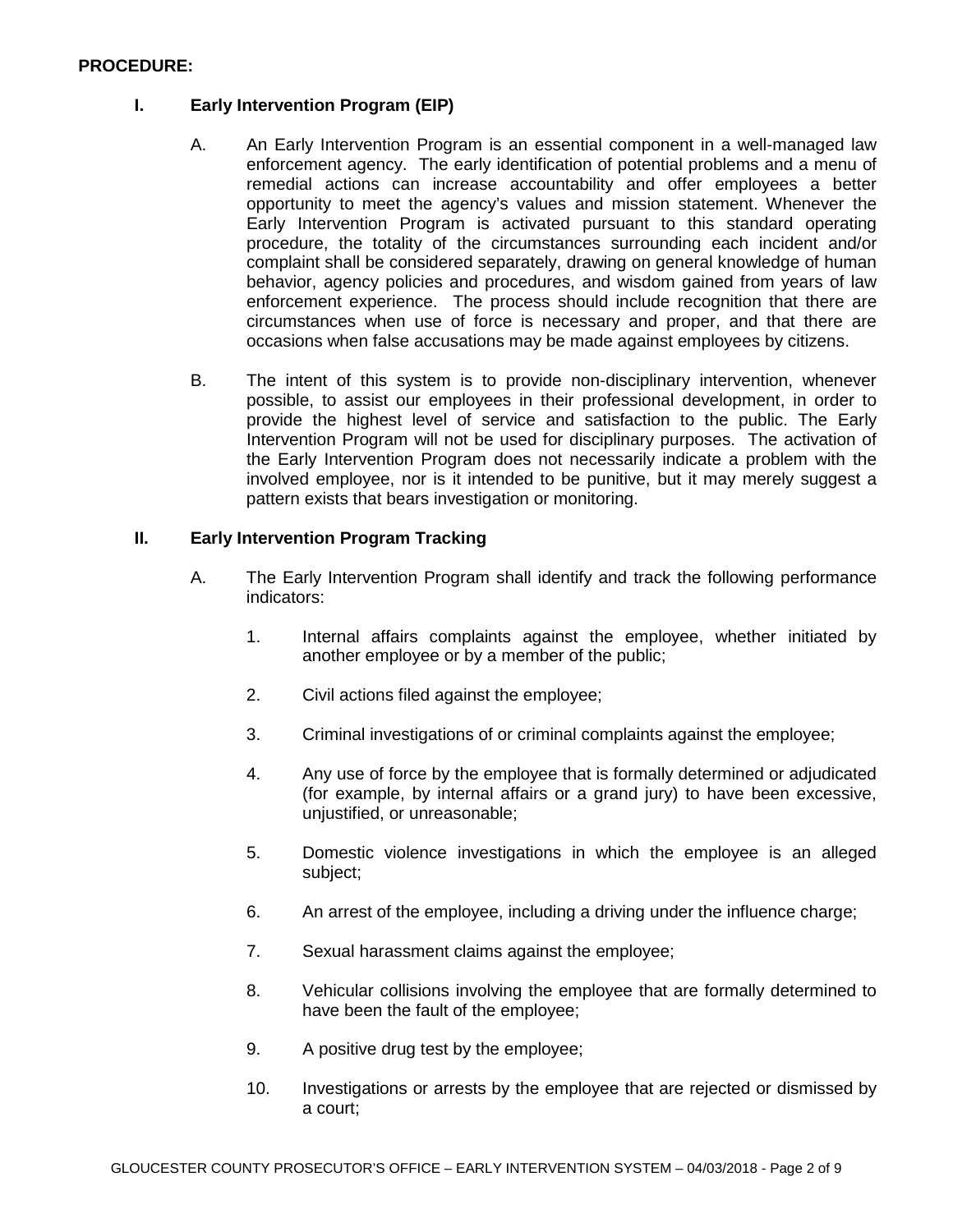**PROCEDURE:**

## I. Early Intervention Program (EIP)

A. An Early Intervention Program is an essential component in a well-managed law enforcement agency. The early identification of potential problems and a menu of remedial actions can increase accountability and offer employees a better opportunity to meet the agency's values and mission statement. Whenever the Early Intervention Program is activated pursuant to this standard operating procedure, the totality of the circumstances surrounding each incident and/or complaint shall be considered separately, drawing on general knowledge of human behavior, agency policies and procedures, and wisdom gained from years of law enforcement experience. The process should include recognition that there are circumstances when use of force is necessary and proper, and that there are occasions when false accusations may be made against employees by citizens.

B. The intent of this system is to provide non-disciplinary intervention, whenever possible, to assist our employees in their professional development, in order to provide the highest level of service and satisfaction to the public. The Early Intervention Program will not be used for disciplinary purposes. The activation of the Early Intervention Program does not necessarily indicate a problem with the involved employee, nor is it intended to be punitive, but it may merely suggest a pattern exists that bears investigation or monitoring.

## II. Early Intervention Program Tracking

A. The Early Intervention Program shall identify and track the following performance indicators:

1. Internal affairs complaints against the employee, whether initiated by another employee or by a member of the public;
2. Civil actions filed against the employee;
3. Criminal investigations of or criminal complaints against the employee;
4. Any use of force by the employee that is formally determined or adjudicated (for example, by internal affairs or a grand jury) to have been excessive, unjustified, or unreasonable;
5. Domestic violence investigations in which the employee is an alleged subject;
6. An arrest of the employee, including a driving under the influence charge;
7. Sexual harassment claims against the employee;
8. Vehicular collisions involving the employee that are formally determined to have been the fault of the employee;
9. A positive drug test by the employee;
10. Investigations or arrests by the employee that are rejected or dismissed by a court;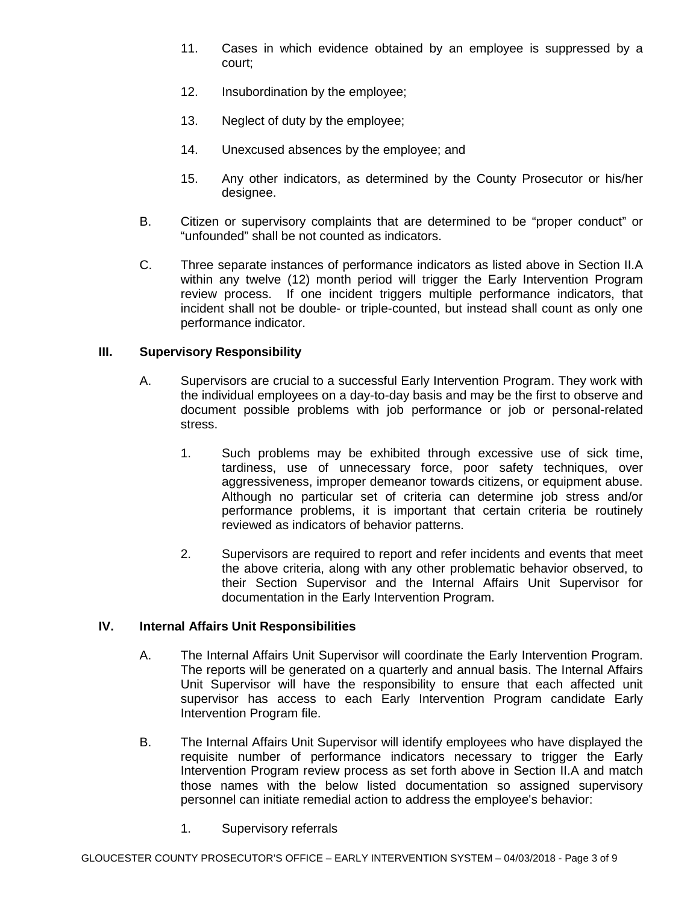11. Cases in which evidence obtained by an employee is suppressed by a court;

12. Insubordination by the employee;

13. Neglect of duty by the employee;

14. Unexcused absences by the employee; and

15. Any other indicators, as determined by the County Prosecutor or his/her designee.

B. Citizen or supervisory complaints that are determined to be "proper conduct" or "unfounded" shall be not counted as indicators.

C. Three separate instances of performance indicators as listed above in Section II.A within any twelve (12) month period will trigger the Early Intervention Program review process. If one incident triggers multiple performance indicators, that incident shall not be double- or triple-counted, but instead shall count as only one performance indicator.

## III. Supervisory Responsibility

A. Supervisors are crucial to a successful Early Intervention Program. They work with the individual employees on a day-to-day basis and may be the first to observe and document possible problems with job performance or job or personal-related stress.

1. Such problems may be exhibited through excessive use of sick time, tardiness, use of unnecessary force, poor safety techniques, over aggressiveness, improper demeanor towards citizens, or equipment abuse. Although no particular set of criteria can determine job stress and/or performance problems, it is important that certain criteria be routinely reviewed as indicators of behavior patterns.

2. Supervisors are required to report and refer incidents and events that meet the above criteria, along with any other problematic behavior observed, to their Section Supervisor and the Internal Affairs Unit Supervisor for documentation in the Early Intervention Program.

## IV. Internal Affairs Unit Responsibilities

A. The Internal Affairs Unit Supervisor will coordinate the Early Intervention Program. The reports will be generated on a quarterly and annual basis. The Internal Affairs Unit Supervisor will have the responsibility to ensure that each affected unit supervisor has access to each Early Intervention Program candidate Early Intervention Program file.

B. The Internal Affairs Unit Supervisor will identify employees who have displayed the requisite number of performance indicators necessary to trigger the Early Intervention Program review process as set forth above in Section II.A and match those names with the below listed documentation so assigned supervisory personnel can initiate remedial action to address the employee's behavior:

1. Supervisory referrals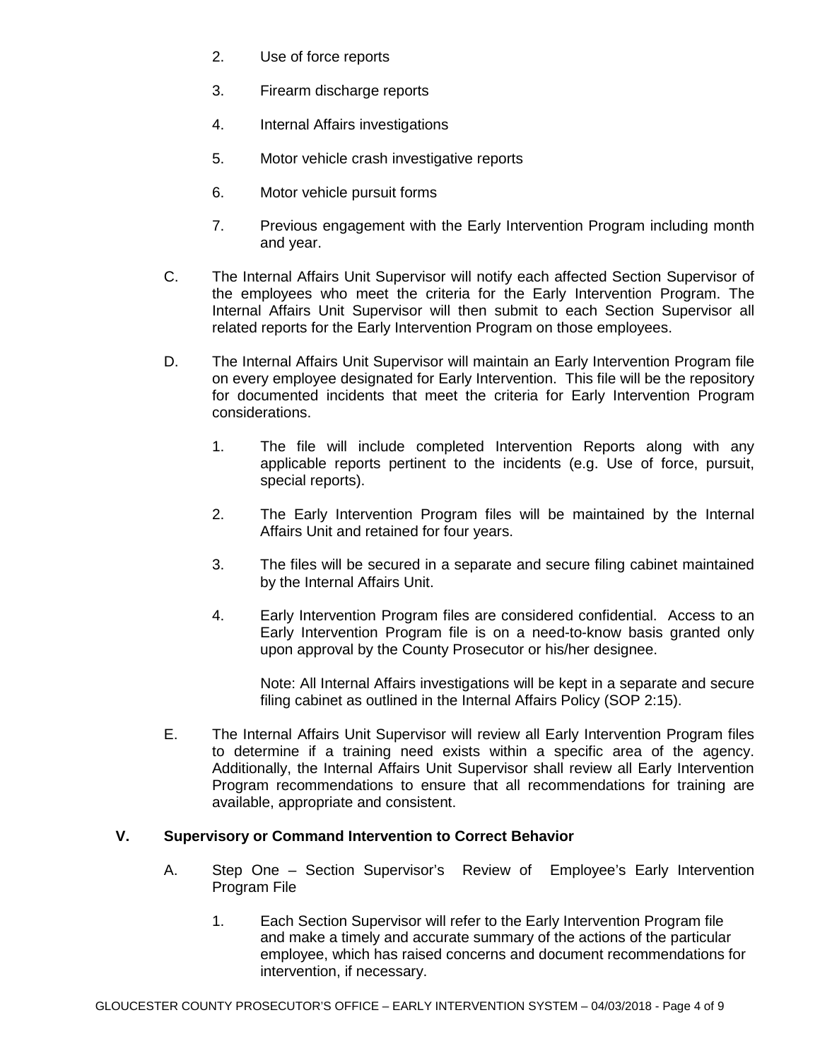2. Use of force reports

3. Firearm discharge reports

4. Internal Affairs investigations

5. Motor vehicle crash investigative reports

6. Motor vehicle pursuit forms

7. Previous engagement with the Early Intervention Program including month and year.

C. The Internal Affairs Unit Supervisor will notify each affected Section Supervisor of the employees who meet the criteria for the Early Intervention Program. The Internal Affairs Unit Supervisor will then submit to each Section Supervisor all related reports for the Early Intervention Program on those employees.

D. The Internal Affairs Unit Supervisor will maintain an Early Intervention Program file on every employee designated for Early Intervention. This file will be the repository for documented incidents that meet the criteria for Early Intervention Program considerations.

1. The file will include completed Intervention Reports along with any applicable reports pertinent to the incidents (e.g. Use of force, pursuit, special reports).

2. The Early Intervention Program files will be maintained by the Internal Affairs Unit and retained for four years.

3. The files will be secured in a separate and secure filing cabinet maintained by the Internal Affairs Unit.

4. Early Intervention Program files are considered confidential. Access to an Early Intervention Program file is on a need-to-know basis granted only upon approval by the County Prosecutor or his/her designee.

   Note: All Internal Affairs investigations will be kept in a separate and secure filing cabinet as outlined in the Internal Affairs Policy (SOP 2:15).

E. The Internal Affairs Unit Supervisor will review all Early Intervention Program files to determine if a training need exists within a specific area of the agency. Additionally, the Internal Affairs Unit Supervisor shall review all Early Intervention Program recommendations to ensure that all recommendations for training are available, appropriate and consistent.

## V. Supervisory or Command Intervention to Correct Behavior

A. Step One – Section Supervisor's Review of Employee's Early Intervention Program File

1. Each Section Supervisor will refer to the Early Intervention Program file and make a timely and accurate summary of the actions of the particular employee, which has raised concerns and document recommendations for intervention, if necessary.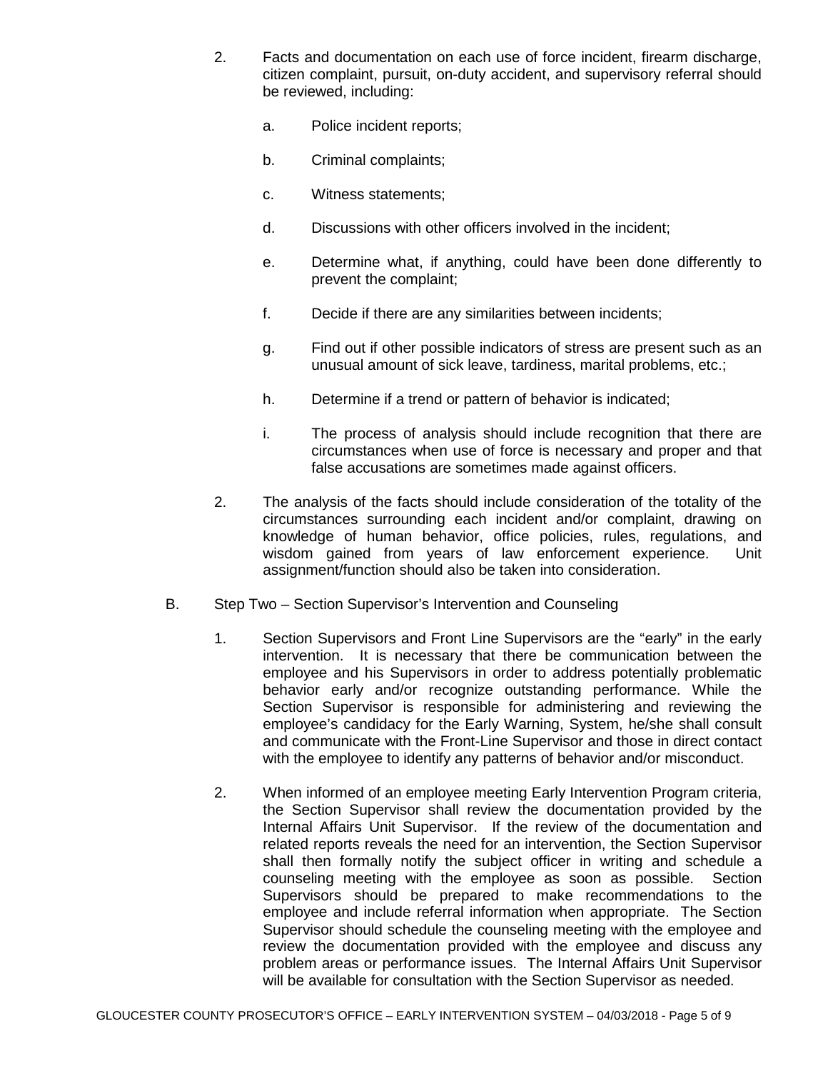2. Facts and documentation on each use of force incident, firearm discharge, citizen complaint, pursuit, on-duty accident, and supervisory referral should be reviewed, including:

   a. Police incident reports;

   b. Criminal complaints;

   c. Witness statements;

   d. Discussions with other officers involved in the incident;

   e. Determine what, if anything, could have been done differently to prevent the complaint;

   f. Decide if there are any similarities between incidents;

   g. Find out if other possible indicators of stress are present such as an unusual amount of sick leave, tardiness, marital problems, etc.;

   h. Determine if a trend or pattern of behavior is indicated;

   i. The process of analysis should include recognition that there are circumstances when use of force is necessary and proper and that false accusations are sometimes made against officers.

2. The analysis of the facts should include consideration of the totality of the circumstances surrounding each incident and/or complaint, drawing on knowledge of human behavior, office policies, rules, regulations, and wisdom gained from years of law enforcement experience. Unit assignment/function should also be taken into consideration.

B. Step Two – Section Supervisor's Intervention and Counseling

1. Section Supervisors and Front Line Supervisors are the "early" in the early intervention. It is necessary that there be communication between the employee and his Supervisors in order to address potentially problematic behavior early and/or recognize outstanding performance. While the Section Supervisor is responsible for administering and reviewing the employee's candidacy for the Early Warning, System, he/she shall consult and communicate with the Front-Line Supervisor and those in direct contact with the employee to identify any patterns of behavior and/or misconduct.

2. When informed of an employee meeting Early Intervention Program criteria, the Section Supervisor shall review the documentation provided by the Internal Affairs Unit Supervisor. If the review of the documentation and related reports reveals the need for an intervention, the Section Supervisor shall then formally notify the subject officer in writing and schedule a counseling meeting with the employee as soon as possible. Section Supervisors should be prepared to make recommendations to the employee and include referral information when appropriate. The Section Supervisor should schedule the counseling meeting with the employee and review the documentation provided with the employee and discuss any problem areas or performance issues. The Internal Affairs Unit Supervisor will be available for consultation with the Section Supervisor as needed.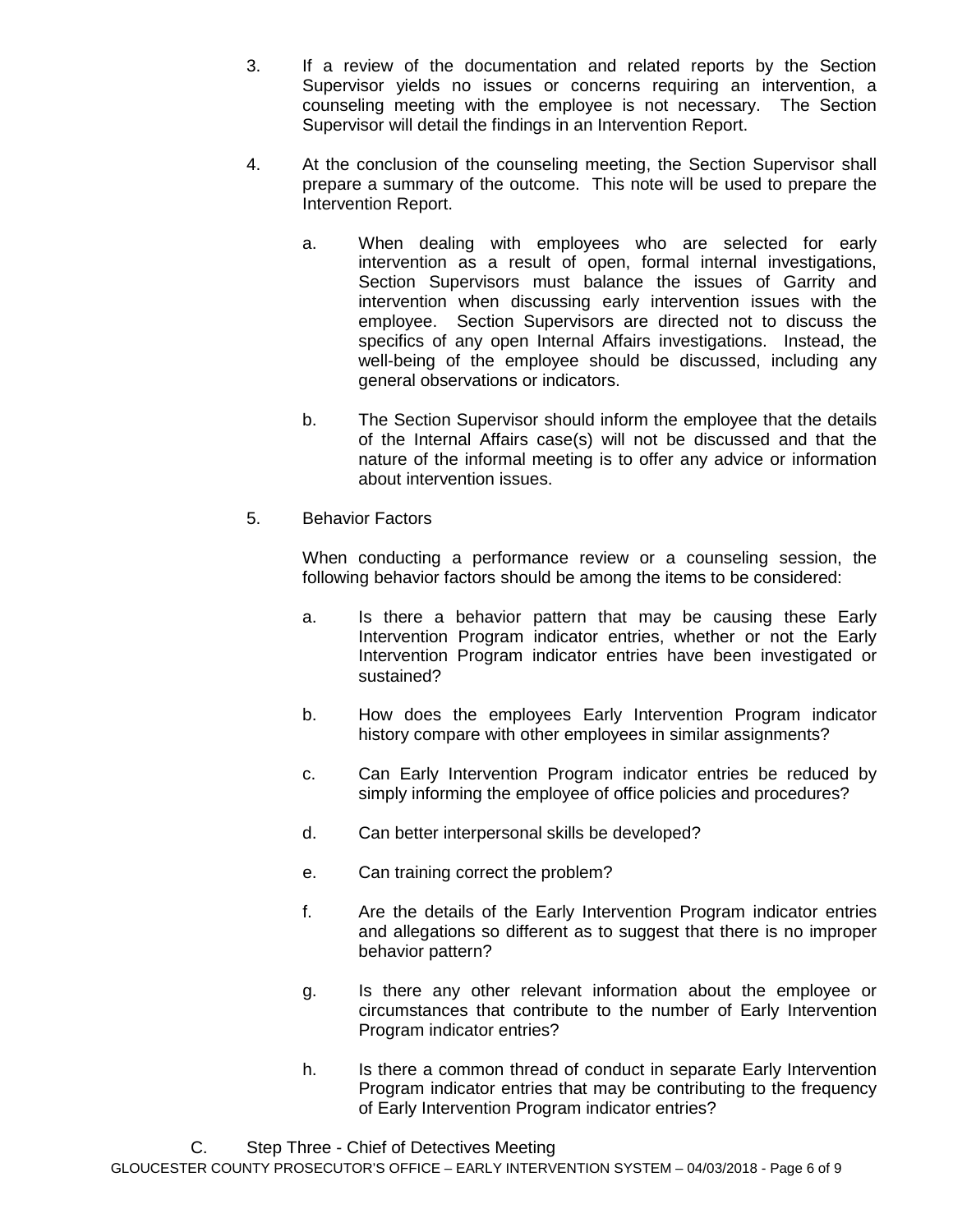3. If a review of the documentation and related reports by the Section Supervisor yields no issues or concerns requiring an intervention, a counseling meeting with the employee is not necessary. The Section Supervisor will detail the findings in an Intervention Report.

4. At the conclusion of the counseling meeting, the Section Supervisor shall prepare a summary of the outcome. This note will be used to prepare the Intervention Report.

   a. When dealing with employees who are selected for early intervention as a result of open, formal internal investigations, Section Supervisors must balance the issues of Garrity and intervention when discussing early intervention issues with the employee. Section Supervisors are directed not to discuss the specifics of any open Internal Affairs investigations. Instead, the well-being of the employee should be discussed, including any general observations or indicators.

   b. The Section Supervisor should inform the employee that the details of the Internal Affairs case(s) will not be discussed and that the nature of the informal meeting is to offer any advice or information about intervention issues.

5. Behavior Factors

   When conducting a performance review or a counseling session, the following behavior factors should be among the items to be considered:

   a. Is there a behavior pattern that may be causing these Early Intervention Program indicator entries, whether or not the Early Intervention Program indicator entries have been investigated or sustained?

   b. How does the employees Early Intervention Program indicator history compare with other employees in similar assignments?

   c. Can Early Intervention Program indicator entries be reduced by simply informing the employee of office policies and procedures?

   d. Can better interpersonal skills be developed?

   e. Can training correct the problem?

   f. Are the details of the Early Intervention Program indicator entries and allegations so different as to suggest that there is no improper behavior pattern?

   g. Is there any other relevant information about the employee or circumstances that contribute to the number of Early Intervention Program indicator entries?

   h. Is there a common thread of conduct in separate Early Intervention Program indicator entries that may be contributing to the frequency of Early Intervention Program indicator entries?

C. Step Three - Chief of Detectives Meeting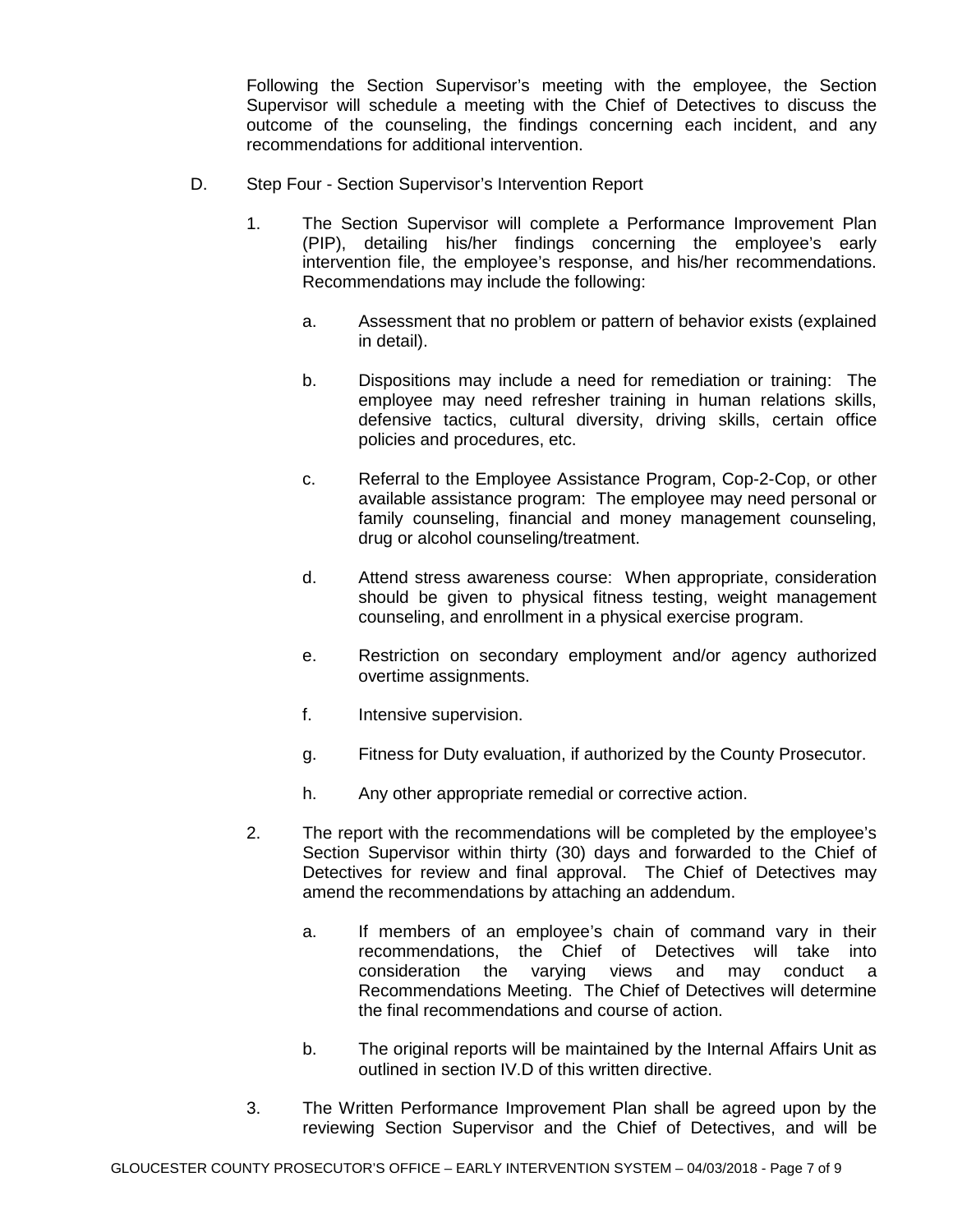Following the Section Supervisor's meeting with the employee, the Section Supervisor will schedule a meeting with the Chief of Detectives to discuss the outcome of the counseling, the findings concerning each incident, and any recommendations for additional intervention.

D. Step Four - Section Supervisor's Intervention Report

1. The Section Supervisor will complete a Performance Improvement Plan (PIP), detailing his/her findings concerning the employee's early intervention file, the employee's response, and his/her recommendations. Recommendations may include the following:

   a. Assessment that no problem or pattern of behavior exists (explained in detail).

   b. Dispositions may include a need for remediation or training: The employee may need refresher training in human relations skills, defensive tactics, cultural diversity, driving skills, certain office policies and procedures, etc.

   c. Referral to the Employee Assistance Program, Cop-2-Cop, or other available assistance program: The employee may need personal or family counseling, financial and money management counseling, drug or alcohol counseling/treatment.

   d. Attend stress awareness course: When appropriate, consideration should be given to physical fitness testing, weight management counseling, and enrollment in a physical exercise program.

   e. Restriction on secondary employment and/or agency authorized overtime assignments.

   f. Intensive supervision.

   g. Fitness for Duty evaluation, if authorized by the County Prosecutor.

   h. Any other appropriate remedial or corrective action.

2. The report with the recommendations will be completed by the employee's Section Supervisor within thirty (30) days and forwarded to the Chief of Detectives for review and final approval. The Chief of Detectives may amend the recommendations by attaching an addendum.

   a. If members of an employee's chain of command vary in their recommendations, the Chief of Detectives will take into consideration the varying views and may conduct a Recommendations Meeting. The Chief of Detectives will determine the final recommendations and course of action.

   b. The original reports will be maintained by the Internal Affairs Unit as outlined in section IV.D of this written directive.

3. The Written Performance Improvement Plan shall be agreed upon by the reviewing Section Supervisor and the Chief of Detectives, and will be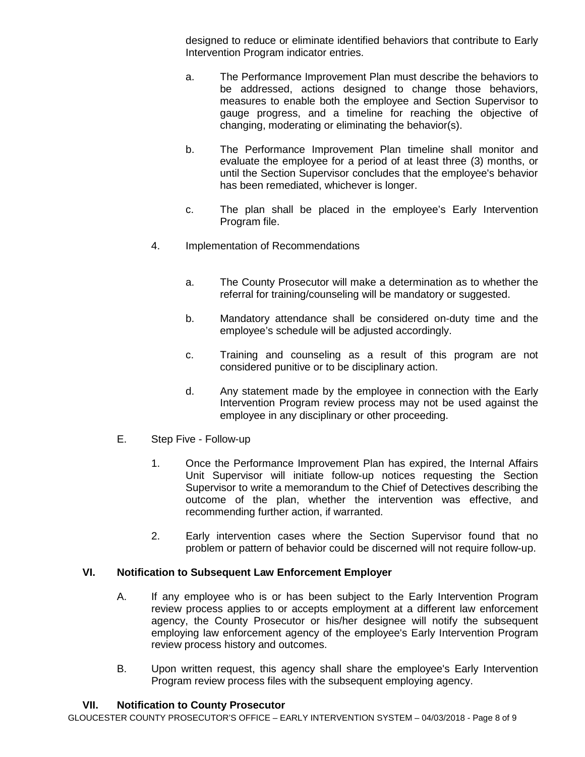designed to reduce or eliminate identified behaviors that contribute to Early Intervention Program indicator entries.

a. The Performance Improvement Plan must describe the behaviors to be addressed, actions designed to change those behaviors, measures to enable both the employee and Section Supervisor to gauge progress, and a timeline for reaching the objective of changing, moderating or eliminating the behavior(s).

b. The Performance Improvement Plan timeline shall monitor and evaluate the employee for a period of at least three (3) months, or until the Section Supervisor concludes that the employee's behavior has been remediated, whichever is longer.

c. The plan shall be placed in the employee's Early Intervention Program file.

4. Implementation of Recommendations

a. The County Prosecutor will make a determination as to whether the referral for training/counseling will be mandatory or suggested.

b. Mandatory attendance shall be considered on-duty time and the employee's schedule will be adjusted accordingly.

c. Training and counseling as a result of this program are not considered punitive or to be disciplinary action.

d. Any statement made by the employee in connection with the Early Intervention Program review process may not be used against the employee in any disciplinary or other proceeding.

E. Step Five - Follow-up

1. Once the Performance Improvement Plan has expired, the Internal Affairs Unit Supervisor will initiate follow-up notices requesting the Section Supervisor to write a memorandum to the Chief of Detectives describing the outcome of the plan, whether the intervention was effective, and recommending further action, if warranted.

2. Early intervention cases where the Section Supervisor found that no problem or pattern of behavior could be discerned will not require follow-up.

## VI. Notification to Subsequent Law Enforcement Employer

A. If any employee who is or has been subject to the Early Intervention Program review process applies to or accepts employment at a different law enforcement agency, the County Prosecutor or his/her designee will notify the subsequent employing law enforcement agency of the employee's Early Intervention Program review process history and outcomes.

B. Upon written request, this agency shall share the employee's Early Intervention Program review process files with the subsequent employing agency.

## VII. Notification to County Prosecutor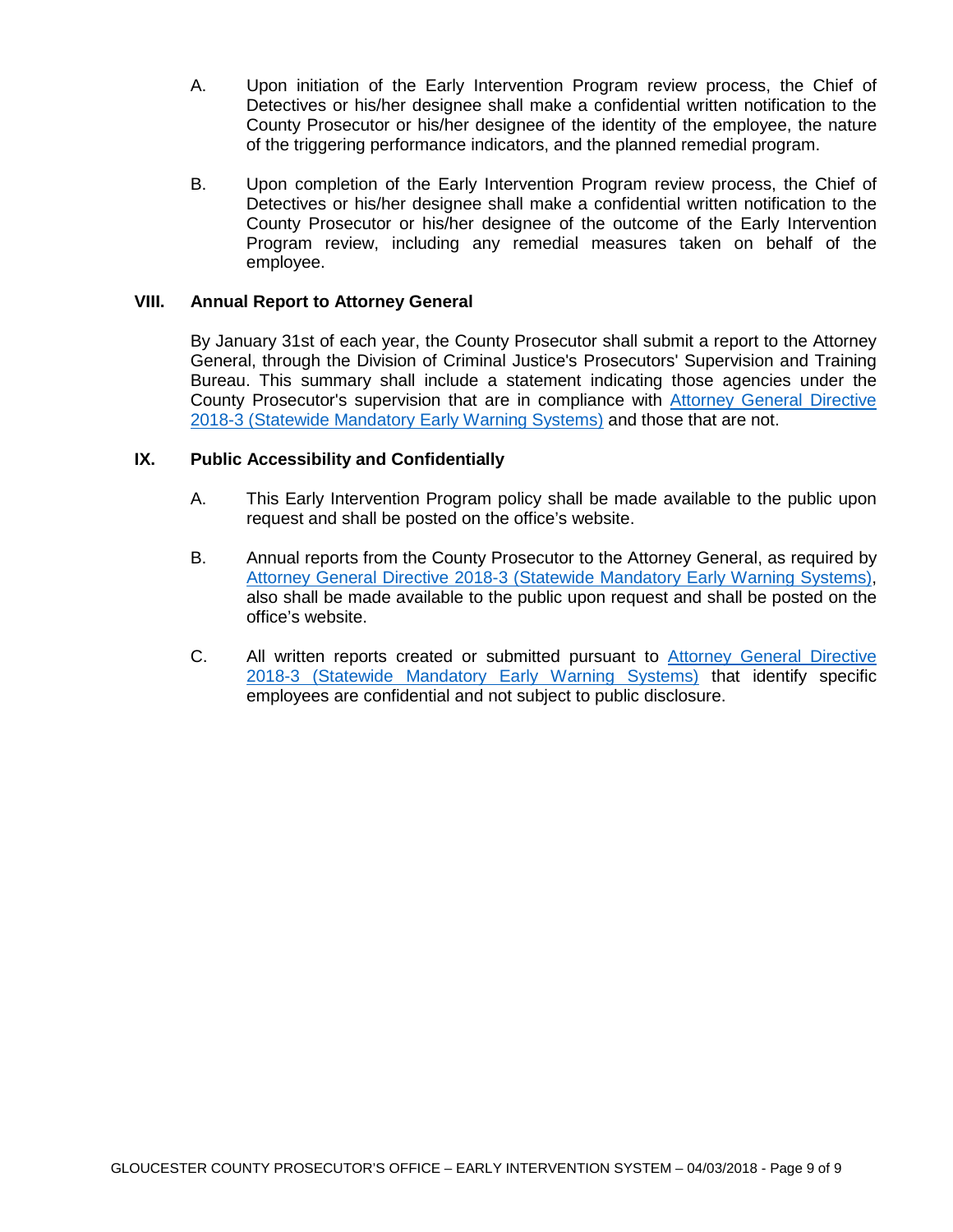A. Upon initiation of the Early Intervention Program review process, the Chief of Detectives or his/her designee shall make a confidential written notification to the County Prosecutor or his/her designee of the identity of the employee, the nature of the triggering performance indicators, and the planned remedial program.

B. Upon completion of the Early Intervention Program review process, the Chief of Detectives or his/her designee shall make a confidential written notification to the County Prosecutor or his/her designee of the outcome of the Early Intervention Program review, including any remedial measures taken on behalf of the employee.

## VIII. Annual Report to Attorney General

By January 31st of each year, the County Prosecutor shall submit a report to the Attorney General, through the Division of Criminal Justice's Prosecutors' Supervision and Training Bureau. This summary shall include a statement indicating those agencies under the County Prosecutor's supervision that are in compliance with Attorney General Directive 2018-3 (Statewide Mandatory Early Warning Systems) and those that are not.

## IX. Public Accessibility and Confidentially

A. This Early Intervention Program policy shall be made available to the public upon request and shall be posted on the office's website.

B. Annual reports from the County Prosecutor to the Attorney General, as required by Attorney General Directive 2018-3 (Statewide Mandatory Early Warning Systems), also shall be made available to the public upon request and shall be posted on the office's website.

C. All written reports created or submitted pursuant to Attorney General Directive 2018-3 (Statewide Mandatory Early Warning Systems) that identify specific employees are confidential and not subject to public disclosure.